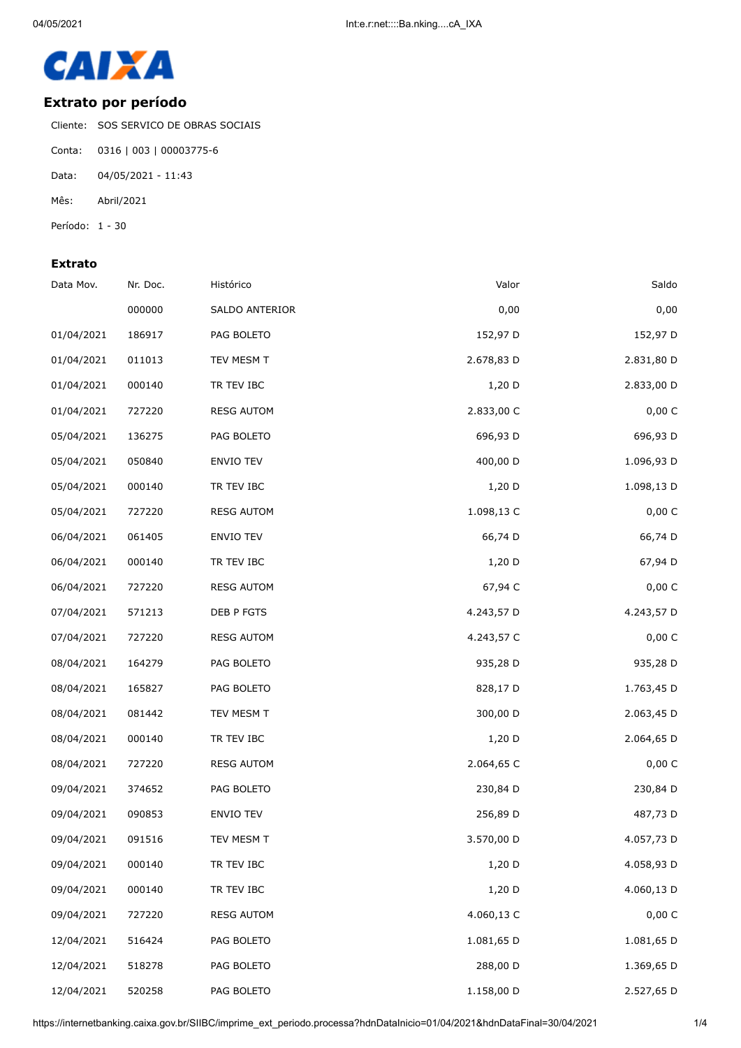CAIXA

## Extrato por período

Cliente: SOS SERVICO DE OBRAS SOCIAIS

Conta: 0316 | 003 | 00003775-6

Data: 04/05/2021 - 11:43

Mês: Abril/2021

Período: 1 - 30

### Extrato

| Data Mov. | Nr. Doc. | Histórico | Valor | Saldo |
|---|---|---|---|---|
| | 000000 | SALDO ANTERIOR | 0,00 | 0,00 |
| 01/04/2021 | 186917 | PAG BOLETO | 152,97 D | 152,97 D |
| 01/04/2021 | 011013 | TEV MESM T | 2.678,83 D | 2.831,80 D |
| 01/04/2021 | 000140 | TR TEV IBC | 1,20 D | 2.833,00 D |
| 01/04/2021 | 727220 | RESG AUTOM | 2.833,00 C | 0,00 C |
| 05/04/2021 | 136275 | PAG BOLETO | 696,93 D | 696,93 D |
| 05/04/2021 | 050840 | ENVIO TEV | 400,00 D | 1.096,93 D |
| 05/04/2021 | 000140 | TR TEV IBC | 1,20 D | 1.098,13 D |
| 05/04/2021 | 727220 | RESG AUTOM | 1.098,13 C | 0,00 C |
| 06/04/2021 | 061405 | ENVIO TEV | 66,74 D | 66,74 D |
| 06/04/2021 | 000140 | TR TEV IBC | 1,20 D | 67,94 D |
| 06/04/2021 | 727220 | RESG AUTOM | 67,94 C | 0,00 C |
| 07/04/2021 | 571213 | DEB P FGTS | 4.243,57 D | 4.243,57 D |
| 07/04/2021 | 727220 | RESG AUTOM | 4.243,57 C | 0,00 C |
| 08/04/2021 | 164279 | PAG BOLETO | 935,28 D | 935,28 D |
| 08/04/2021 | 165827 | PAG BOLETO | 828,17 D | 1.763,45 D |
| 08/04/2021 | 081442 | TEV MESM T | 300,00 D | 2.063,45 D |
| 08/04/2021 | 000140 | TR TEV IBC | 1,20 D | 2.064,65 D |
| 08/04/2021 | 727220 | RESG AUTOM | 2.064,65 C | 0,00 C |
| 09/04/2021 | 374652 | PAG BOLETO | 230,84 D | 230,84 D |
| 09/04/2021 | 090853 | ENVIO TEV | 256,89 D | 487,73 D |
| 09/04/2021 | 091516 | TEV MESM T | 3.570,00 D | 4.057,73 D |
| 09/04/2021 | 000140 | TR TEV IBC | 1,20 D | 4.058,93 D |
| 09/04/2021 | 000140 | TR TEV IBC | 1,20 D | 4.060,13 D |
| 09/04/2021 | 727220 | RESG AUTOM | 4.060,13 C | 0,00 C |
| 12/04/2021 | 516424 | PAG BOLETO | 1.081,65 D | 1.081,65 D |
| 12/04/2021 | 518278 | PAG BOLETO | 288,00 D | 1.369,65 D |
| 12/04/2021 | 520258 | PAG BOLETO | 1.158,00 D | 2.527,65 D |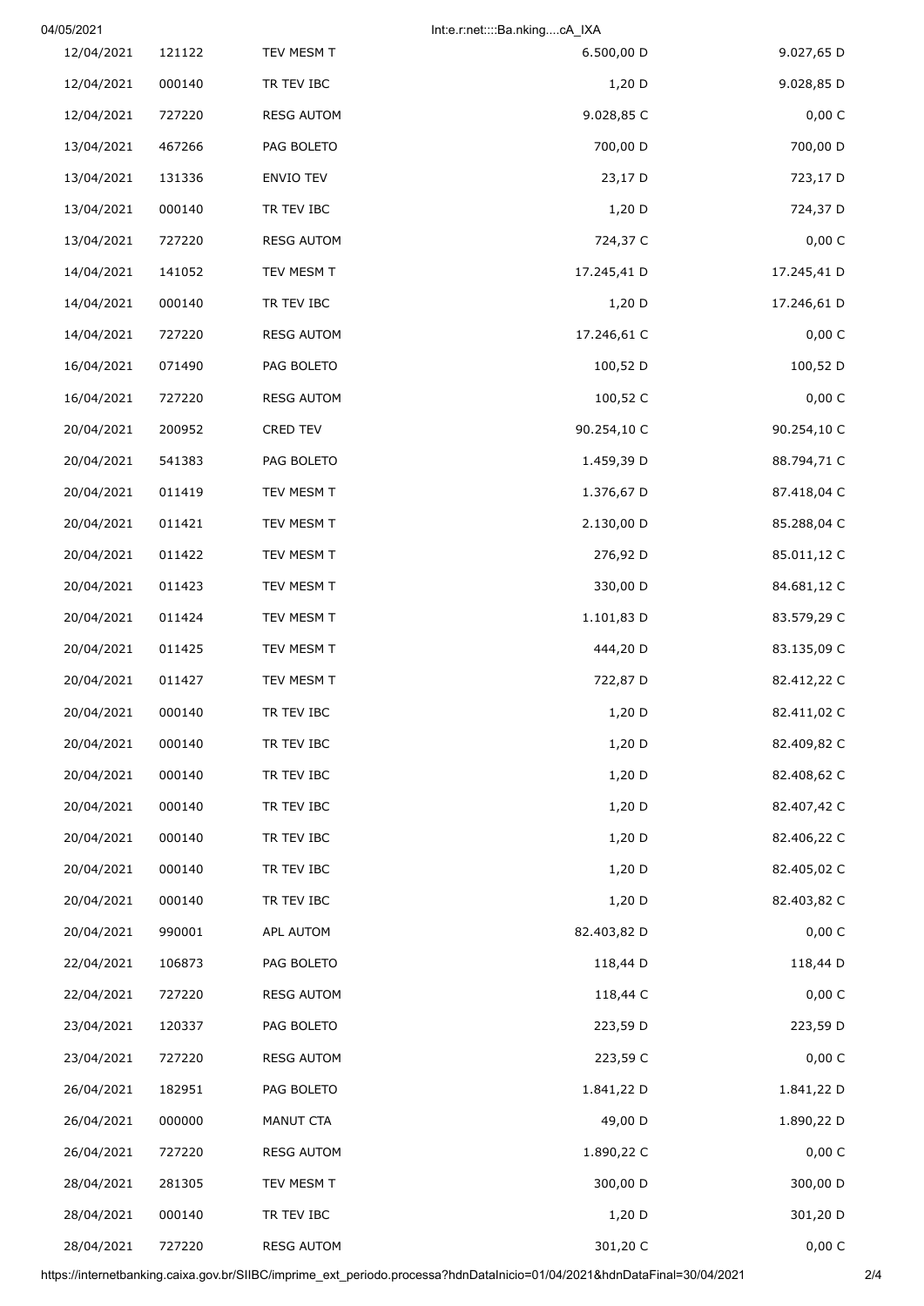| | | | | |
|---|---|---|---|---|
| 12/04/2021 | 121122 | TEV MESM T | 6.500,00 D | 9.027,65 D |
| 12/04/2021 | 000140 | TR TEV IBC | 1,20 D | 9.028,85 D |
| 12/04/2021 | 727220 | RESG AUTOM | 9.028,85 C | 0,00 C |
| 13/04/2021 | 467266 | PAG BOLETO | 700,00 D | 700,00 D |
| 13/04/2021 | 131336 | ENVIO TEV | 23,17 D | 723,17 D |
| 13/04/2021 | 000140 | TR TEV IBC | 1,20 D | 724,37 D |
| 13/04/2021 | 727220 | RESG AUTOM | 724,37 C | 0,00 C |
| 14/04/2021 | 141052 | TEV MESM T | 17.245,41 D | 17.245,41 D |
| 14/04/2021 | 000140 | TR TEV IBC | 1,20 D | 17.246,61 D |
| 14/04/2021 | 727220 | RESG AUTOM | 17.246,61 C | 0,00 C |
| 16/04/2021 | 071490 | PAG BOLETO | 100,52 D | 100,52 D |
| 16/04/2021 | 727220 | RESG AUTOM | 100,52 C | 0,00 C |
| 20/04/2021 | 200952 | CRED TEV | 90.254,10 C | 90.254,10 C |
| 20/04/2021 | 541383 | PAG BOLETO | 1.459,39 D | 88.794,71 C |
| 20/04/2021 | 011419 | TEV MESM T | 1.376,67 D | 87.418,04 C |
| 20/04/2021 | 011421 | TEV MESM T | 2.130,00 D | 85.288,04 C |
| 20/04/2021 | 011422 | TEV MESM T | 276,92 D | 85.011,12 C |
| 20/04/2021 | 011423 | TEV MESM T | 330,00 D | 84.681,12 C |
| 20/04/2021 | 011424 | TEV MESM T | 1.101,83 D | 83.579,29 C |
| 20/04/2021 | 011425 | TEV MESM T | 444,20 D | 83.135,09 C |
| 20/04/2021 | 011427 | TEV MESM T | 722,87 D | 82.412,22 C |
| 20/04/2021 | 000140 | TR TEV IBC | 1,20 D | 82.411,02 C |
| 20/04/2021 | 000140 | TR TEV IBC | 1,20 D | 82.409,82 C |
| 20/04/2021 | 000140 | TR TEV IBC | 1,20 D | 82.408,62 C |
| 20/04/2021 | 000140 | TR TEV IBC | 1,20 D | 82.407,42 C |
| 20/04/2021 | 000140 | TR TEV IBC | 1,20 D | 82.406,22 C |
| 20/04/2021 | 000140 | TR TEV IBC | 1,20 D | 82.405,02 C |
| 20/04/2021 | 000140 | TR TEV IBC | 1,20 D | 82.403,82 C |
| 20/04/2021 | 990001 | APL AUTOM | 82.403,82 D | 0,00 C |
| 22/04/2021 | 106873 | PAG BOLETO | 118,44 D | 118,44 D |
| 22/04/2021 | 727220 | RESG AUTOM | 118,44 C | 0,00 C |
| 23/04/2021 | 120337 | PAG BOLETO | 223,59 D | 223,59 D |
| 23/04/2021 | 727220 | RESG AUTOM | 223,59 C | 0,00 C |
| 26/04/2021 | 182951 | PAG BOLETO | 1.841,22 D | 1.841,22 D |
| 26/04/2021 | 000000 | MANUT CTA | 49,00 D | 1.890,22 D |
| 26/04/2021 | 727220 | RESG AUTOM | 1.890,22 C | 0,00 C |
| 28/04/2021 | 281305 | TEV MESM T | 300,00 D | 300,00 D |
| 28/04/2021 | 000140 | TR TEV IBC | 1,20 D | 301,20 D |
| 28/04/2021 | 727220 | RESG AUTOM | 301,20 C | 0,00 C |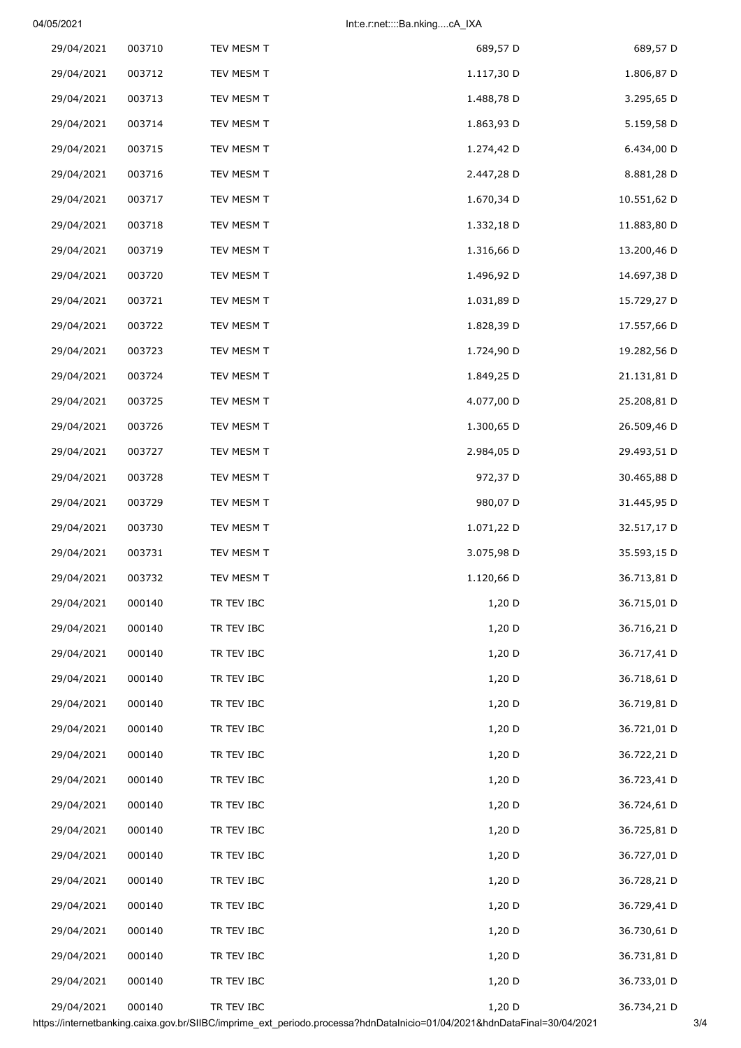| | | | | |
|---|---|---|---|---|
| 29/04/2021 | 003710 | TEV MESM T | 689,57 D | 689,57 D |
| 29/04/2021 | 003712 | TEV MESM T | 1.117,30 D | 1.806,87 D |
| 29/04/2021 | 003713 | TEV MESM T | 1.488,78 D | 3.295,65 D |
| 29/04/2021 | 003714 | TEV MESM T | 1.863,93 D | 5.159,58 D |
| 29/04/2021 | 003715 | TEV MESM T | 1.274,42 D | 6.434,00 D |
| 29/04/2021 | 003716 | TEV MESM T | 2.447,28 D | 8.881,28 D |
| 29/04/2021 | 003717 | TEV MESM T | 1.670,34 D | 10.551,62 D |
| 29/04/2021 | 003718 | TEV MESM T | 1.332,18 D | 11.883,80 D |
| 29/04/2021 | 003719 | TEV MESM T | 1.316,66 D | 13.200,46 D |
| 29/04/2021 | 003720 | TEV MESM T | 1.496,92 D | 14.697,38 D |
| 29/04/2021 | 003721 | TEV MESM T | 1.031,89 D | 15.729,27 D |
| 29/04/2021 | 003722 | TEV MESM T | 1.828,39 D | 17.557,66 D |
| 29/04/2021 | 003723 | TEV MESM T | 1.724,90 D | 19.282,56 D |
| 29/04/2021 | 003724 | TEV MESM T | 1.849,25 D | 21.131,81 D |
| 29/04/2021 | 003725 | TEV MESM T | 4.077,00 D | 25.208,81 D |
| 29/04/2021 | 003726 | TEV MESM T | 1.300,65 D | 26.509,46 D |
| 29/04/2021 | 003727 | TEV MESM T | 2.984,05 D | 29.493,51 D |
| 29/04/2021 | 003728 | TEV MESM T | 972,37 D | 30.465,88 D |
| 29/04/2021 | 003729 | TEV MESM T | 980,07 D | 31.445,95 D |
| 29/04/2021 | 003730 | TEV MESM T | 1.071,22 D | 32.517,17 D |
| 29/04/2021 | 003731 | TEV MESM T | 3.075,98 D | 35.593,15 D |
| 29/04/2021 | 003732 | TEV MESM T | 1.120,66 D | 36.713,81 D |
| 29/04/2021 | 000140 | TR TEV IBC | 1,20 D | 36.715,01 D |
| 29/04/2021 | 000140 | TR TEV IBC | 1,20 D | 36.716,21 D |
| 29/04/2021 | 000140 | TR TEV IBC | 1,20 D | 36.717,41 D |
| 29/04/2021 | 000140 | TR TEV IBC | 1,20 D | 36.718,61 D |
| 29/04/2021 | 000140 | TR TEV IBC | 1,20 D | 36.719,81 D |
| 29/04/2021 | 000140 | TR TEV IBC | 1,20 D | 36.721,01 D |
| 29/04/2021 | 000140 | TR TEV IBC | 1,20 D | 36.722,21 D |
| 29/04/2021 | 000140 | TR TEV IBC | 1,20 D | 36.723,41 D |
| 29/04/2021 | 000140 | TR TEV IBC | 1,20 D | 36.724,61 D |
| 29/04/2021 | 000140 | TR TEV IBC | 1,20 D | 36.725,81 D |
| 29/04/2021 | 000140 | TR TEV IBC | 1,20 D | 36.727,01 D |
| 29/04/2021 | 000140 | TR TEV IBC | 1,20 D | 36.728,21 D |
| 29/04/2021 | 000140 | TR TEV IBC | 1,20 D | 36.729,41 D |
| 29/04/2021 | 000140 | TR TEV IBC | 1,20 D | 36.730,61 D |
| 29/04/2021 | 000140 | TR TEV IBC | 1,20 D | 36.731,81 D |
| 29/04/2021 | 000140 | TR TEV IBC | 1,20 D | 36.733,01 D |
| 29/04/2021 | 000140 | TR TEV IBC | 1,20 D | 36.734,21 D |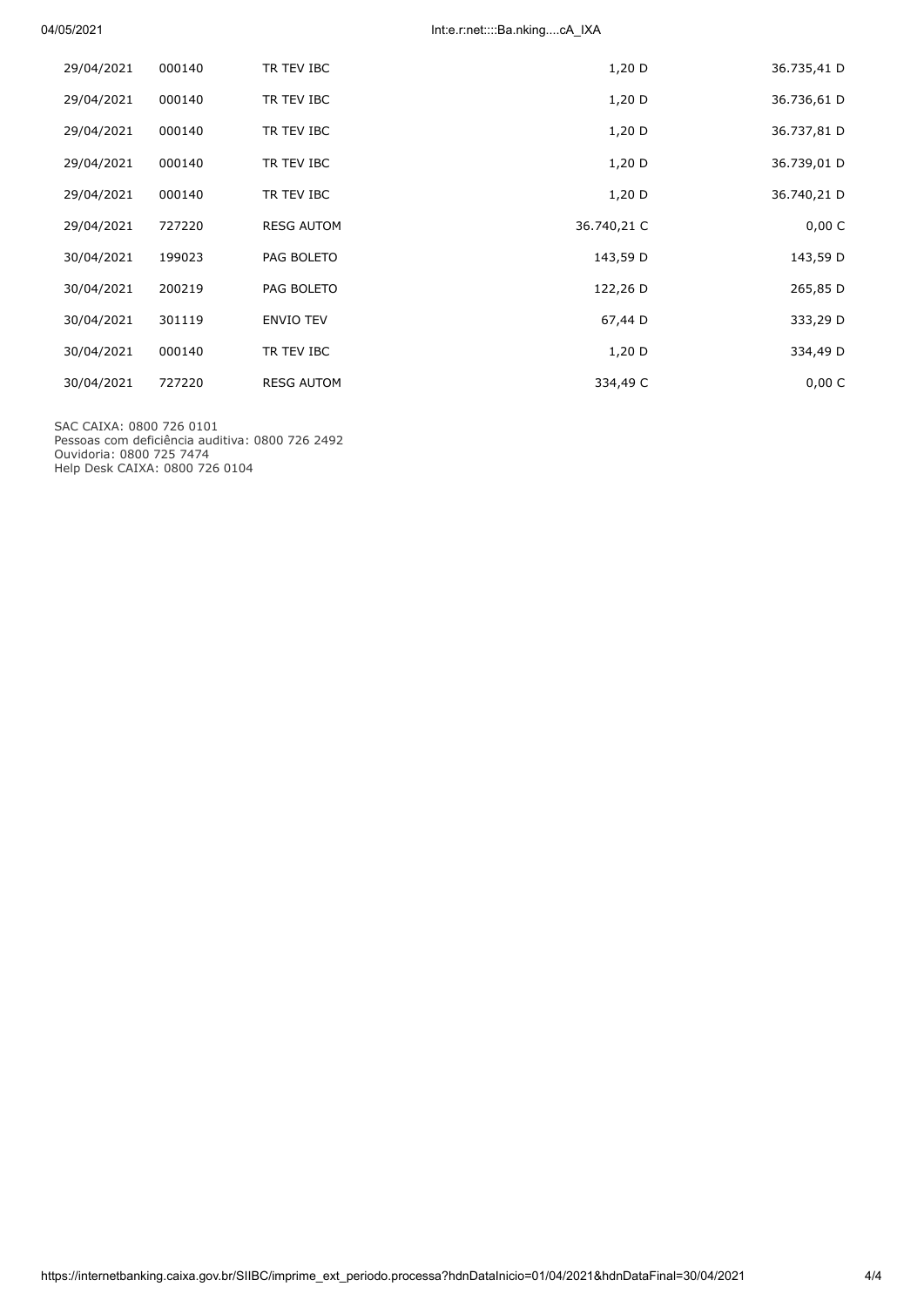| | | | | |
|---|---|---|---|---|
| 29/04/2021 | 000140 | TR TEV IBC | 1,20 D | 36.735,41 D |
| 29/04/2021 | 000140 | TR TEV IBC | 1,20 D | 36.736,61 D |
| 29/04/2021 | 000140 | TR TEV IBC | 1,20 D | 36.737,81 D |
| 29/04/2021 | 000140 | TR TEV IBC | 1,20 D | 36.739,01 D |
| 29/04/2021 | 000140 | TR TEV IBC | 1,20 D | 36.740,21 D |
| 29/04/2021 | 727220 | RESG AUTOM | 36.740,21 C | 0,00 C |
| 30/04/2021 | 199023 | PAG BOLETO | 143,59 D | 143,59 D |
| 30/04/2021 | 200219 | PAG BOLETO | 122,26 D | 265,85 D |
| 30/04/2021 | 301119 | ENVIO TEV | 67,44 D | 333,29 D |
| 30/04/2021 | 000140 | TR TEV IBC | 1,20 D | 334,49 D |
| 30/04/2021 | 727220 | RESG AUTOM | 334,49 C | 0,00 C |

SAC CAIXA: 0800 726 0101
Pessoas com deficiência auditiva: 0800 726 2492
Ouvidoria: 0800 725 7474
Help Desk CAIXA: 0800 726 0104